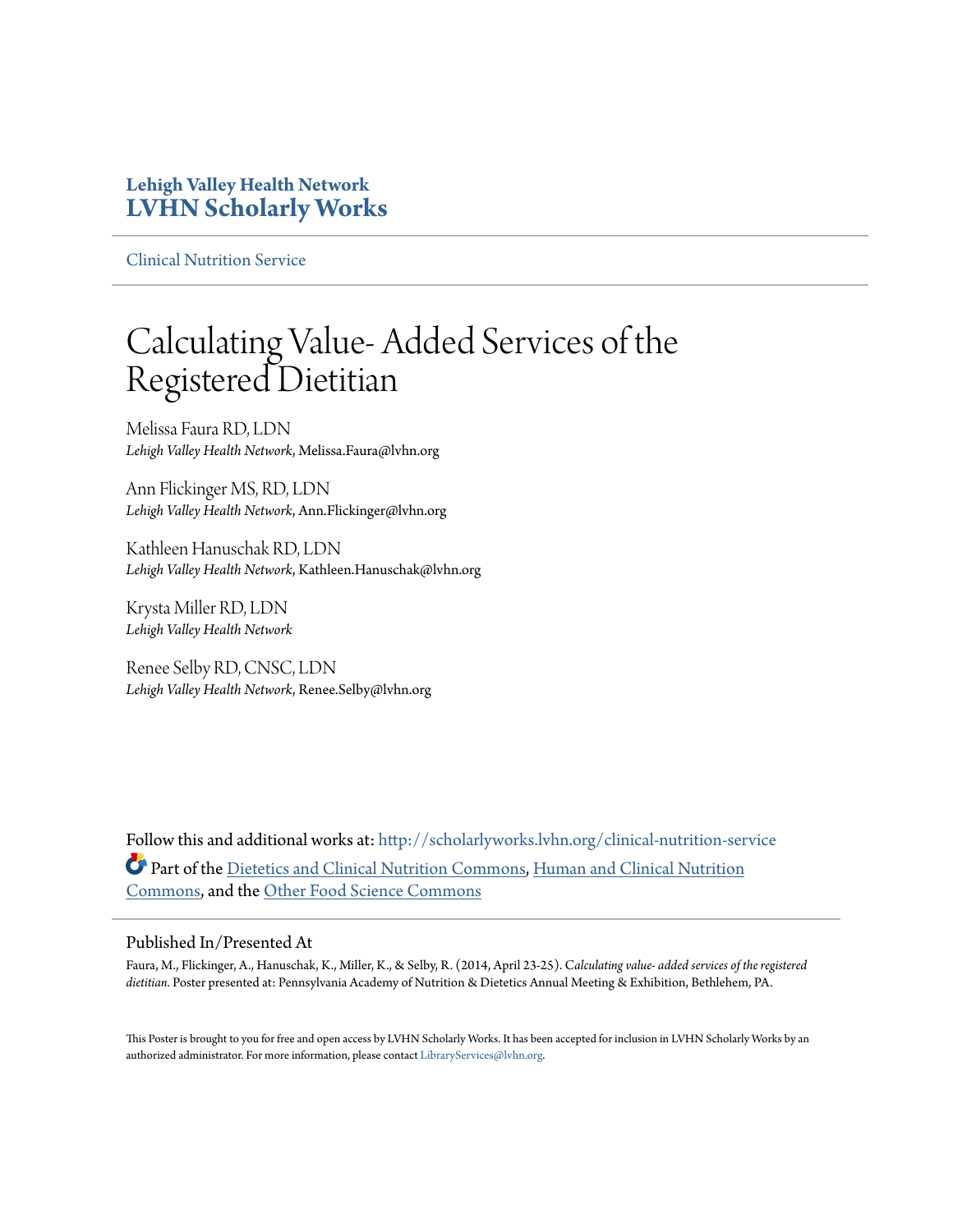**Lehigh Valley Health Network**
**LVHN Scholarly Works**

Clinical Nutrition Service

# Calculating Value- Added Services of the Registered Dietitian

Melissa Faura RD, LDN
*Lehigh Valley Health Network*, Melissa.Faura@lvhn.org

Ann Flickinger MS, RD, LDN
*Lehigh Valley Health Network*, Ann.Flickinger@lvhn.org

Kathleen Hanuschak RD, LDN
*Lehigh Valley Health Network*, Kathleen.Hanuschak@lvhn.org

Krysta Miller RD, LDN
*Lehigh Valley Health Network*

Renee Selby RD, CNSC, LDN
*Lehigh Valley Health Network*, Renee.Selby@lvhn.org

Follow this and additional works at: http://scholarlyworks.lvhn.org/clinical-nutrition-service

Part of the Dietetics and Clinical Nutrition Commons, Human and Clinical Nutrition Commons, and the Other Food Science Commons

## Published In/Presented At

Faura, M., Flickinger, A., Hanuschak, K., Miller, K., & Selby, R. (2014, April 23-25). *Calculating value- added services of the registered dietitian.* Poster presented at: Pennsylvania Academy of Nutrition & Dietetics Annual Meeting & Exhibition, Bethlehem, PA.

This Poster is brought to you for free and open access by LVHN Scholarly Works. It has been accepted for inclusion in LVHN Scholarly Works by an authorized administrator. For more information, please contact LibraryServices@lvhn.org.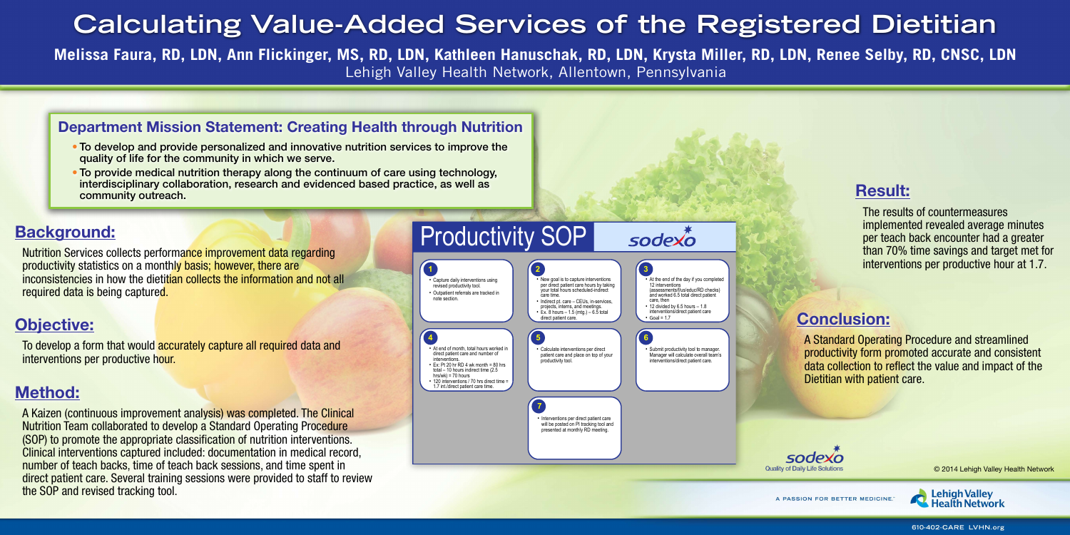# Calculating Value-Added Services of the Registered Dietitian

**Melissa Faura, RD, LDN, Ann Flickinger, MS, RD, LDN, Kathleen Hanuschak, RD, LDN, Krysta Miller, RD, LDN, Renee Selby, RD, CNSC, LDN**

Lehigh Valley Health Network, Allentown, Pennsylvania

### Department Mission Statement: Creating Health through Nutrition

- To develop and provide personalized and innovative nutrition services to improve the quality of life for the community in which we serve.
- To provide medical nutrition therapy along the continuum of care using technology, interdisciplinary collaboration, research and evidenced based practice, as well as community outreach.

## Background:

Nutrition Services collects performance improvement data regarding productivity statistics on a monthly basis; however, there are inconsistencies in how the dietitian collects the information and not all required data is being captured.

## Objective:

To develop a form that would accurately capture all required data and interventions per productive hour.

## Method:

A Kaizen (continuous improvement analysis) was completed. The Clinical Nutrition Team collaborated to develop a Standard Operating Procedure (SOP) to promote the appropriate classification of nutrition interventions. Clinical interventions captured included: documentation in medical record, number of teach backs, time of teach back sessions, and time spent in direct patient care. Several training sessions were provided to staff to review the SOP and revised tracking tool.

## Productivity SOP

sodexo

**1**
- Capture daily interventions using revised productivity tool.
- Outpatient referrals are tracked in note section.

**2**
- New goal is to capture interventions per direct patient care hours by taking your total hours scheduled-indirect care time.
- Indirect pt. care – CEUs, in-services, projects, interns, and meetings.
- Ex. 8 hours – 1.5 (mtg.) – 6.5 total direct patient care.

**3**
- At the end of the day if you completed 12 interventions (assessments/f/us/educ/RD checks) and worked 6.5 total direct patient care, then
- 12 divided by 6.5 hours – 1.8 interventions/direct patient care
- Goal = 1.7

**4**
- At end of month, total hours worked in direct patient care and number of interventions.
- Ex: Pt 20 hr RD 4 wk month = 80 hrs total – 10 hours indirect time (2.5 hrs/wk) = 70 hours
- 120 interventions / 70 hrs direct time = 1.7 int./direct patient care time.

**5**
- Calculate interventions per direct patient care and place on top of your productivity tool.

**6**
- Submit productivity tool to manager. Manager will calculate overall team's interventions/direct patient care.

**7**
- Interventions per direct patient care will be posted on PI tracking tool and presented at monthly RD meeting.

## Result:

The results of countermeasures implemented revealed average minutes per teach back encounter had a greater than 70% time savings and target met for interventions per productive hour at 1.7.

## Conclusion:

A Standard Operating Procedure and streamlined productivity form promoted accurate and consistent data collection to reflect the value and impact of the Dietitian with patient care.

sodexo
Quality of Daily Life Solutions

© 2014 Lehigh Valley Health Network

A PASSION FOR BETTER MEDICINE.™

Lehigh Valley Health Network

610-402-CARE LVHN.org